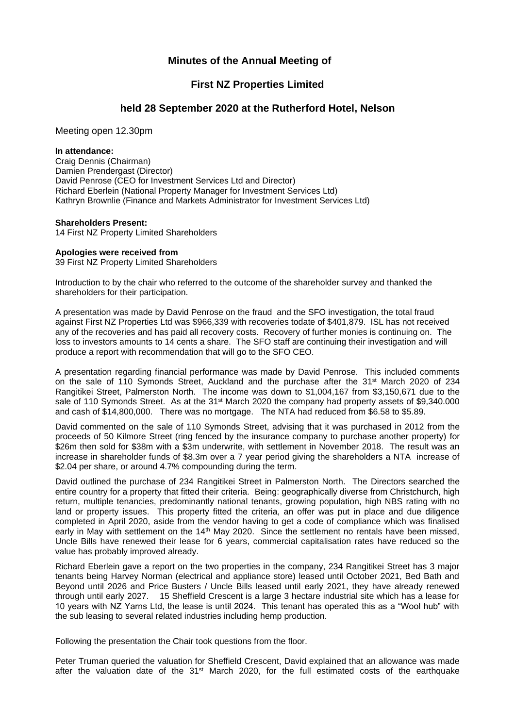# Minutes of the Annual Meeting of

## First NZ Properties Limited

### held 28 September 2020 at the Rutherford Hotel, Nelson

Meeting open 12.30pm

**In attendance:**
Craig Dennis (Chairman)
Damien Prendergast (Director)
David Penrose (CEO for Investment Services Ltd and Director)
Richard Eberlein (National Property Manager for Investment Services Ltd)
Kathryn Brownlie (Finance and Markets Administrator for Investment Services Ltd)

**Shareholders Present:**
14 First NZ Property Limited Shareholders

**Apologies were received from**
39 First NZ Property Limited Shareholders

Introduction to by the chair who referred to the outcome of the shareholder survey and thanked the shareholders for their participation.

A presentation was made by David Penrose on the fraud and the SFO investigation, the total fraud against First NZ Properties Ltd was $966,339 with recoveries todate of $401,879. ISL has not received any of the recoveries and has paid all recovery costs. Recovery of further monies is continuing on. The loss to investors amounts to 14 cents a share. The SFO staff are continuing their investigation and will produce a report with recommendation that will go to the SFO CEO.

A presentation regarding financial performance was made by David Penrose. This included comments on the sale of 110 Symonds Street, Auckland and the purchase after the 31st March 2020 of 234 Rangitikei Street, Palmerston North. The income was down to $1,004,167 from $3,150,671 due to the sale of 110 Symonds Street. As at the 31st March 2020 the company had property assets of $9,340.000 and cash of $14,800,000. There was no mortgage. The NTA had reduced from $6.58 to $5.89.

David commented on the sale of 110 Symonds Street, advising that it was purchased in 2012 from the proceeds of 50 Kilmore Street (ring fenced by the insurance company to purchase another property) for $26m then sold for $38m with a $3m underwrite, with settlement in November 2018. The result was an increase in shareholder funds of $8.3m over a 7 year period giving the shareholders a NTA increase of $2.04 per share, or around 4.7% compounding during the term.

David outlined the purchase of 234 Rangitikei Street in Palmerston North. The Directors searched the entire country for a property that fitted their criteria. Being: geographically diverse from Christchurch, high return, multiple tenancies, predominantly national tenants, growing population, high NBS rating with no land or property issues. This property fitted the criteria, an offer was put in place and due diligence completed in April 2020, aside from the vendor having to get a code of compliance which was finalised early in May with settlement on the 14th May 2020. Since the settlement no rentals have been missed, Uncle Bills have renewed their lease for 6 years, commercial capitalisation rates have reduced so the value has probably improved already.

Richard Eberlein gave a report on the two properties in the company, 234 Rangitikei Street has 3 major tenants being Harvey Norman (electrical and appliance store) leased until October 2021, Bed Bath and Beyond until 2026 and Price Busters / Uncle Bills leased until early 2021, they have already renewed through until early 2027. 15 Sheffield Crescent is a large 3 hectare industrial site which has a lease for 10 years with NZ Yarns Ltd, the lease is until 2024. This tenant has operated this as a "Wool hub" with the sub leasing to several related industries including hemp production.

Following the presentation the Chair took questions from the floor.

Peter Truman queried the valuation for Sheffield Crescent, David explained that an allowance was made after the valuation date of the 31st March 2020, for the full estimated costs of the earthquake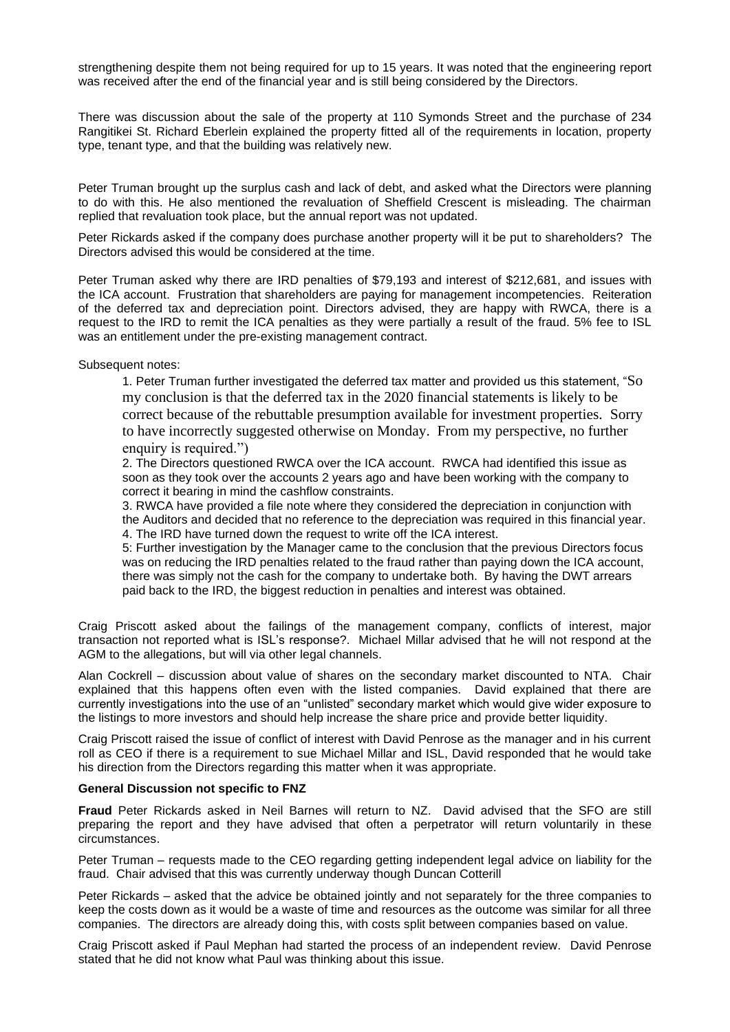strengthening despite them not being required for up to 15 years. It was noted that the engineering report was received after the end of the financial year and is still being considered by the Directors.

There was discussion about the sale of the property at 110 Symonds Street and the purchase of 234 Rangitikei St. Richard Eberlein explained the property fitted all of the requirements in location, property type, tenant type, and that the building was relatively new.

Peter Truman brought up the surplus cash and lack of debt, and asked what the Directors were planning to do with this. He also mentioned the revaluation of Sheffield Crescent is misleading. The chairman replied that revaluation took place, but the annual report was not updated.

Peter Rickards asked if the company does purchase another property will it be put to shareholders? The Directors advised this would be considered at the time.

Peter Truman asked why there are IRD penalties of $79,193 and interest of $212,681, and issues with the ICA account. Frustration that shareholders are paying for management incompetencies. Reiteration of the deferred tax and depreciation point. Directors advised, they are happy with RWCA, there is a request to the IRD to remit the ICA penalties as they were partially a result of the fraud. 5% fee to ISL was an entitlement under the pre-existing management contract.

Subsequent notes:

1. Peter Truman further investigated the deferred tax matter and provided us this statement, "So my conclusion is that the deferred tax in the 2020 financial statements is likely to be correct because of the rebuttable presumption available for investment properties. Sorry to have incorrectly suggested otherwise on Monday. From my perspective, no further enquiry is required.")
2. The Directors questioned RWCA over the ICA account. RWCA had identified this issue as soon as they took over the accounts 2 years ago and have been working with the company to correct it bearing in mind the cashflow constraints.
3. RWCA have provided a file note where they considered the depreciation in conjunction with the Auditors and decided that no reference to the depreciation was required in this financial year.
4. The IRD have turned down the request to write off the ICA interest.
5: Further investigation by the Manager came to the conclusion that the previous Directors focus was on reducing the IRD penalties related to the fraud rather than paying down the ICA account, there was simply not the cash for the company to undertake both. By having the DWT arrears paid back to the IRD, the biggest reduction in penalties and interest was obtained.

Craig Priscott asked about the failings of the management company, conflicts of interest, major transaction not reported what is ISL's response?. Michael Millar advised that he will not respond at the AGM to the allegations, but will via other legal channels.

Alan Cockrell – discussion about value of shares on the secondary market discounted to NTA. Chair explained that this happens often even with the listed companies. David explained that there are currently investigations into the use of an "unlisted" secondary market which would give wider exposure to the listings to more investors and should help increase the share price and provide better liquidity.

Craig Priscott raised the issue of conflict of interest with David Penrose as the manager and in his current roll as CEO if there is a requirement to sue Michael Millar and ISL, David responded that he would take his direction from the Directors regarding this matter when it was appropriate.

**General Discussion not specific to FNZ**

**Fraud** Peter Rickards asked in Neil Barnes will return to NZ. David advised that the SFO are still preparing the report and they have advised that often a perpetrator will return voluntarily in these circumstances.

Peter Truman – requests made to the CEO regarding getting independent legal advice on liability for the fraud. Chair advised that this was currently underway though Duncan Cotterill

Peter Rickards – asked that the advice be obtained jointly and not separately for the three companies to keep the costs down as it would be a waste of time and resources as the outcome was similar for all three companies. The directors are already doing this, with costs split between companies based on value.

Craig Priscott asked if Paul Mephan had started the process of an independent review. David Penrose stated that he did not know what Paul was thinking about this issue.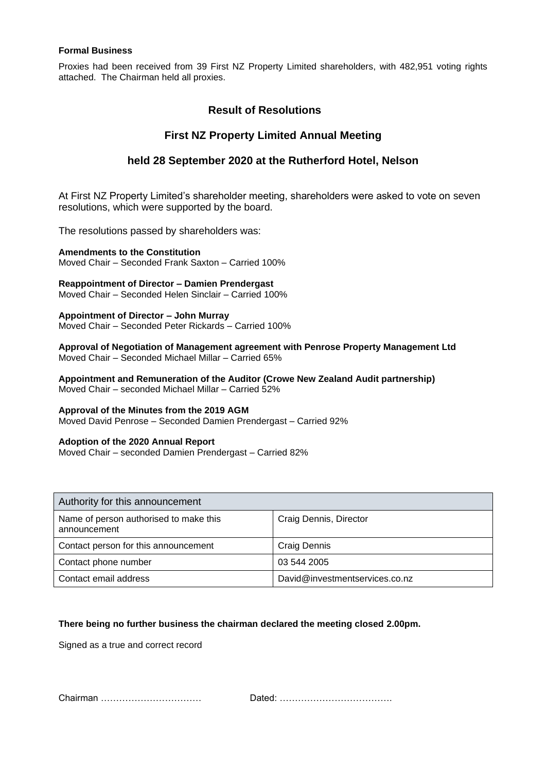**Formal Business**

Proxies had been received from 39 First NZ Property Limited shareholders, with 482,951 voting rights attached. The Chairman held all proxies.

## Result of Resolutions

## First NZ Property Limited Annual Meeting

## held 28 September 2020 at the Rutherford Hotel, Nelson

At First NZ Property Limited's shareholder meeting, shareholders were asked to vote on seven resolutions, which were supported by the board.

The resolutions passed by shareholders was:

**Amendments to the Constitution**
Moved Chair – Seconded Frank Saxton – Carried 100%

**Reappointment of Director – Damien Prendergast**
Moved Chair – Seconded Helen Sinclair – Carried 100%

**Appointment of Director – John Murray**
Moved Chair – Seconded Peter Rickards – Carried 100%

**Approval of Negotiation of Management agreement with Penrose Property Management Ltd**
Moved Chair – Seconded Michael Millar – Carried 65%

**Appointment and Remuneration of the Auditor (Crowe New Zealand Audit partnership)**
Moved Chair – seconded Michael Millar – Carried 52%

**Approval of the Minutes from the 2019 AGM**
Moved David Penrose – Seconded Damien Prendergast – Carried 92%

**Adoption of the 2020 Annual Report**
Moved Chair – seconded Damien Prendergast – Carried 82%

| Authority for this announcement | |
|---|---|
| Name of person authorised to make this announcement | Craig Dennis, Director |
| Contact person for this announcement | Craig Dennis |
| Contact phone number | 03 544 2005 |
| Contact email address | David@investmentservices.co.nz |

**There being no further business the chairman declared the meeting closed 2.00pm.**

Signed as a true and correct record

Chairman …………………………… Dated: ……………………………….